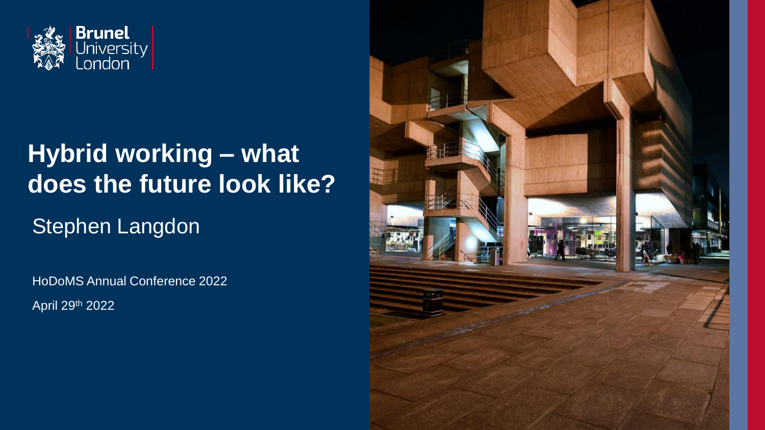Brunel University London

# Hybrid working – what does the future look like?

Stephen Langdon

HoDoMS Annual Conference 2022

April 29th 2022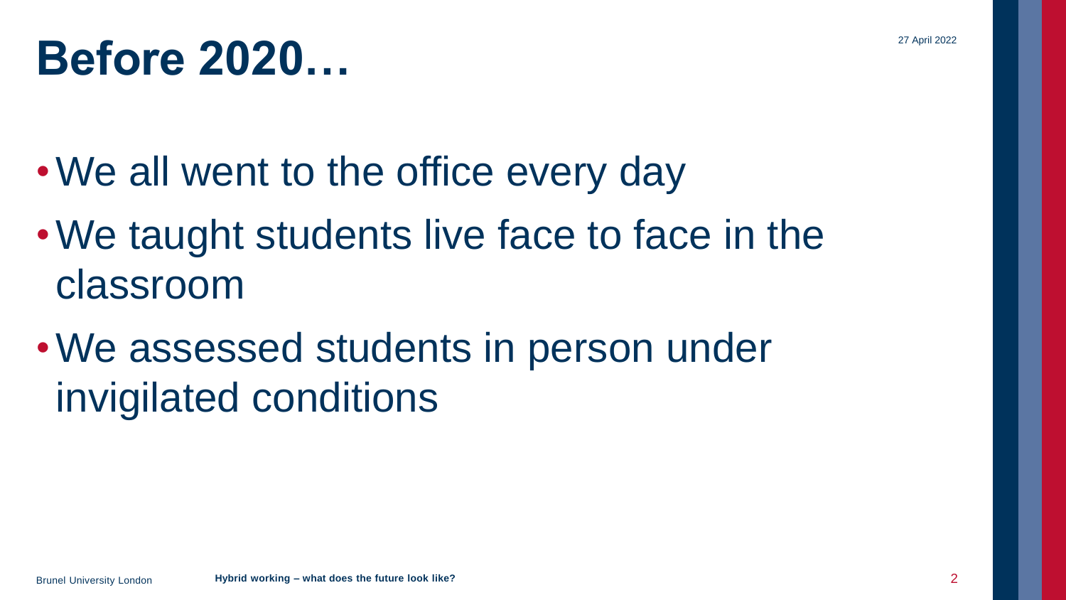# Before 2020…

- We all went to the office every day
- We taught students live face to face in the classroom
- We assessed students in person under invigilated conditions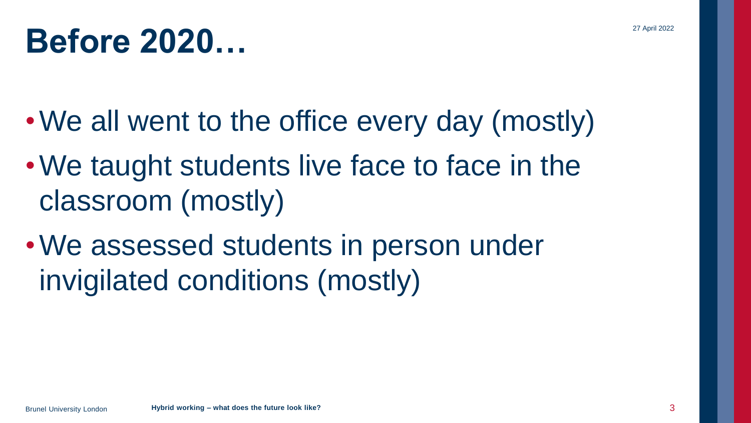# Before 2020…

- We all went to the office every day (mostly)
- We taught students live face to face in the classroom (mostly)
- We assessed students in person under invigilated conditions (mostly)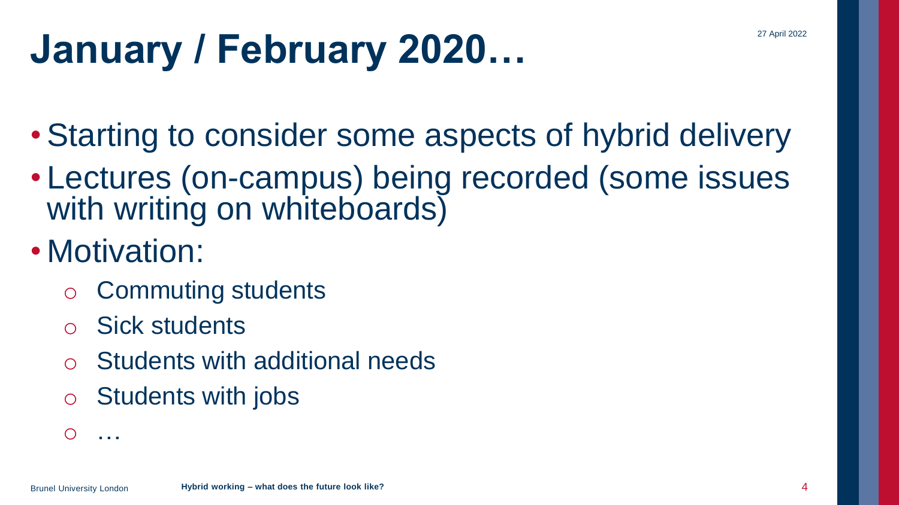# January / February 2020…

- Starting to consider some aspects of hybrid delivery
- Lectures (on-campus) being recorded (some issues with writing on whiteboards)
- Motivation:
  - Commuting students
  - Sick students
  - Students with additional needs
  - Students with jobs
  - …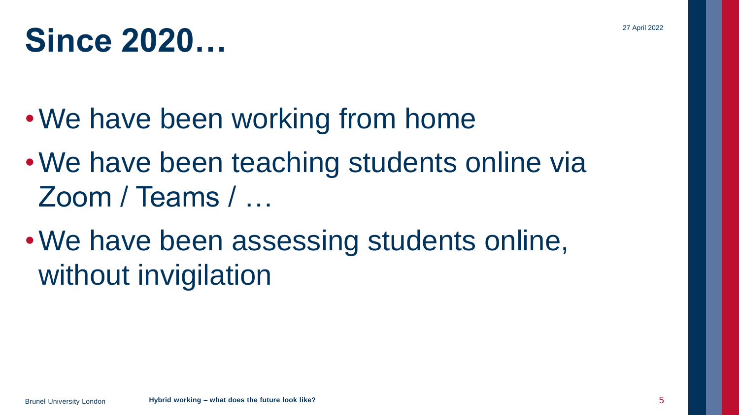# Since 2020…

- We have been working from home
- We have been teaching students online via Zoom / Teams / …
- We have been assessing students online, without invigilation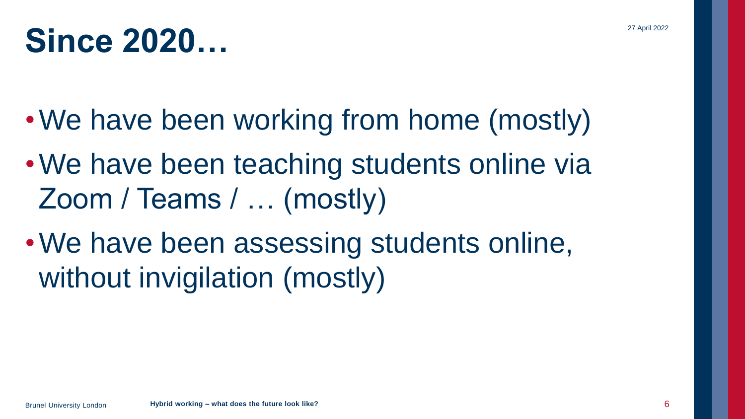# Since 2020…

- We have been working from home (mostly)
- We have been teaching students online via Zoom / Teams / … (mostly)
- We have been assessing students online, without invigilation (mostly)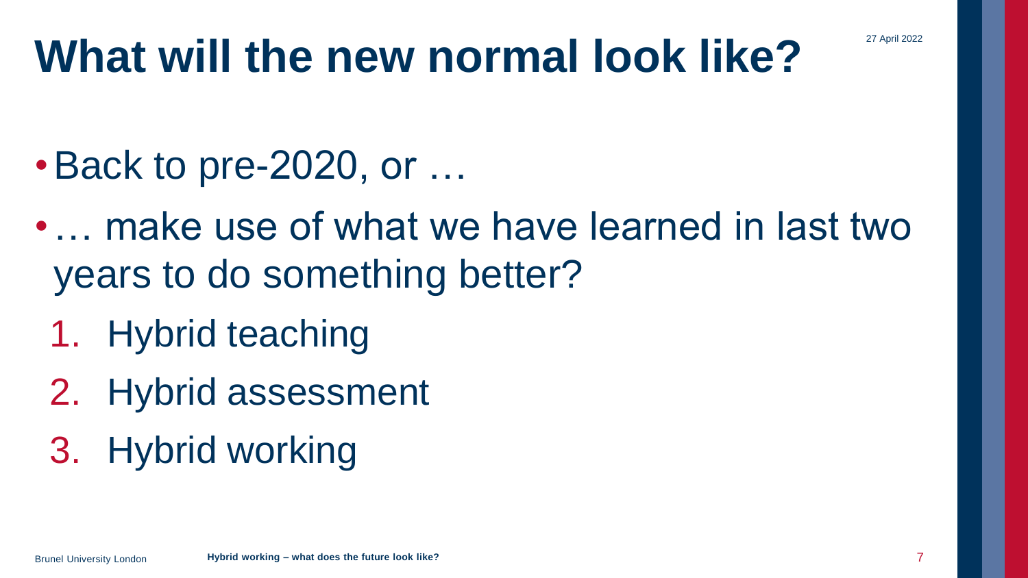# What will the new normal look like?

- Back to pre-2020, or …
- … make use of what we have learned in last two years to do something better?
  1. Hybrid teaching
  2. Hybrid assessment
  3. Hybrid working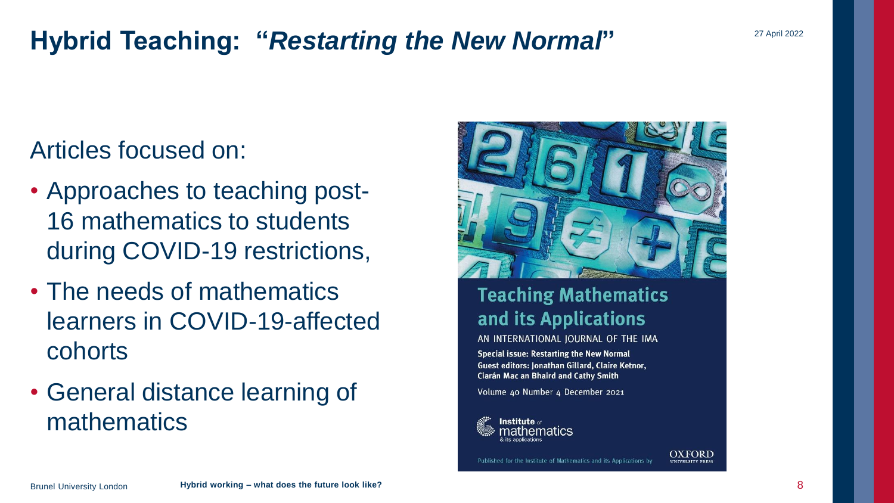# Hybrid Teaching: "*Restarting the New Normal*"

Articles focused on:

- Approaches to teaching post-16 mathematics to students during COVID-19 restrictions,
- The needs of mathematics learners in COVID-19-affected cohorts
- General distance learning of mathematics

**Teaching Mathematics and its Applications**

AN INTERNATIONAL JOURNAL OF THE IMA

**Special issue: Restarting the New Normal**

**Guest editors: Jonathan Gillard, Claire Ketnor, Ciarán Mac an Bhaird and Cathy Smith**

Volume 40 Number 4 December 2021

Institute of mathematics & its applications

Published for the Institute of Mathematics and its Applications by OXFORD UNIVERSITY PRESS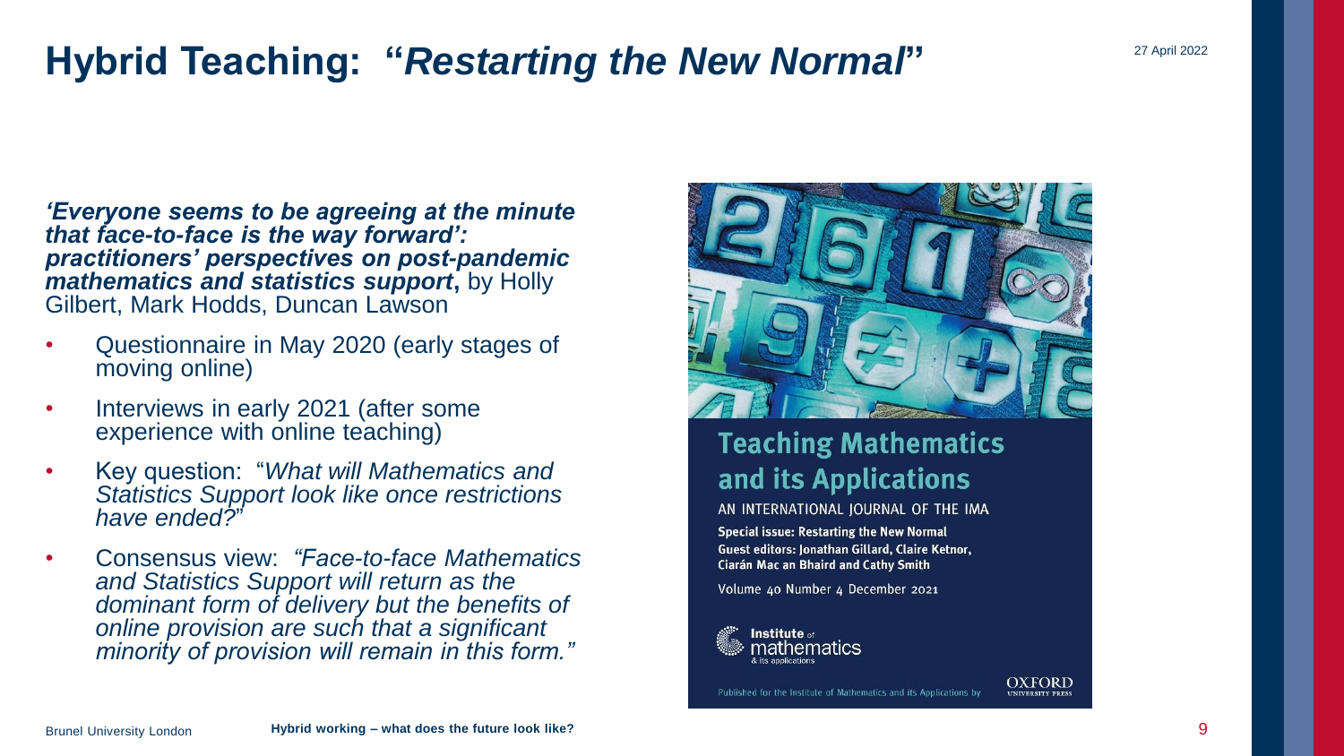# Hybrid Teaching: "*Restarting the New Normal*"

27 April 2022

***'Everyone seems to be agreeing at the minute that face-to-face is the way forward': practitioners' perspectives on post-pandemic mathematics and statistics support*,** by Holly Gilbert, Mark Hodds, Duncan Lawson

- Questionnaire in May 2020 (early stages of moving online)
- Interviews in early 2021 (after some experience with online teaching)
- Key question: "*What will Mathematics and Statistics Support look like once restrictions have ended?*"
- Consensus view: *"Face-to-face Mathematics and Statistics Support will return as the dominant form of delivery but the benefits of online provision are such that a significant minority of provision will remain in this form."*

**Teaching Mathematics and its Applications**

AN INTERNATIONAL JOURNAL OF THE IMA

**Special issue: Restarting the New Normal**

**Guest editors: Jonathan Gillard, Claire Ketnor, Ciarán Mac an Bhaird and Cathy Smith**

Volume 40 Number 4 December 2021

Institute of mathematics & its applications

Published for the Institute of Mathematics and its Applications by OXFORD UNIVERSITY PRESS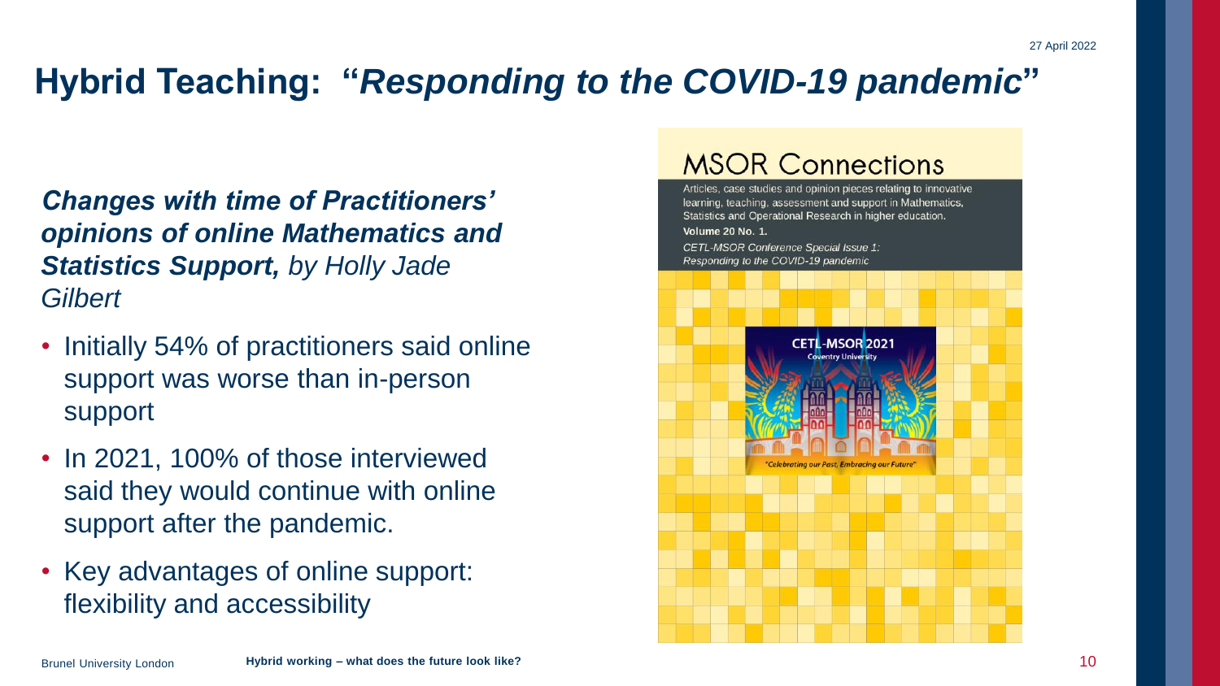# Hybrid Teaching: "*Responding to the COVID-19 pandemic*"

***Changes with time of Practitioners' opinions of online Mathematics and Statistics Support,*** *by Holly Jade Gilbert*

- Initially 54% of practitioners said online support was worse than in-person support
- In 2021, 100% of those interviewed said they would continue with online support after the pandemic.
- Key advantages of online support: flexibility and accessibility

MSOR Connections

Articles, case studies and opinion pieces relating to innovative learning, teaching, assessment and support in Mathematics, Statistics and Operational Research in higher education.

**Volume 20 No. 1.**

*CETL-MSOR Conference Special Issue 1: Responding to the COVID-19 pandemic*

CETL-MSOR 2021
Coventry University
"Celebrating our Past, Embracing our Future"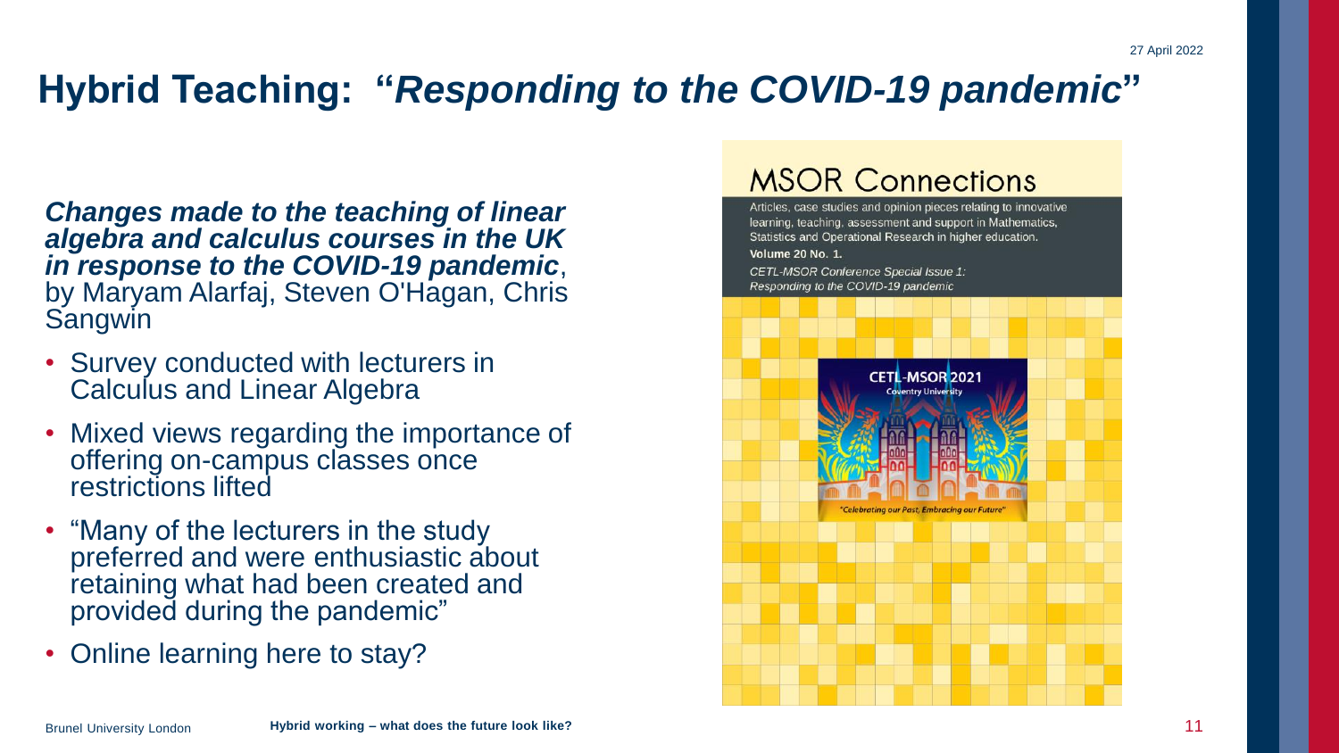# Hybrid Teaching: "*Responding to the COVID-19 pandemic*"

***Changes made to the teaching of linear algebra and calculus courses in the UK in response to the COVID-19 pandemic***, by Maryam Alarfaj, Steven O'Hagan, Chris Sangwin

- Survey conducted with lecturers in Calculus and Linear Algebra
- Mixed views regarding the importance of offering on-campus classes once restrictions lifted
- "Many of the lecturers in the study preferred and were enthusiastic about retaining what had been created and provided during the pandemic"
- Online learning here to stay?

MSOR Connections

Articles, case studies and opinion pieces relating to innovative learning, teaching, assessment and support in Mathematics, Statistics and Operational Research in higher education.

**Volume 20 No. 1.**

*CETL-MSOR Conference Special Issue 1: Responding to the COVID-19 pandemic*

CETL-MSOR 2021

Coventry University

"Celebrating our Past, Embracing our Future"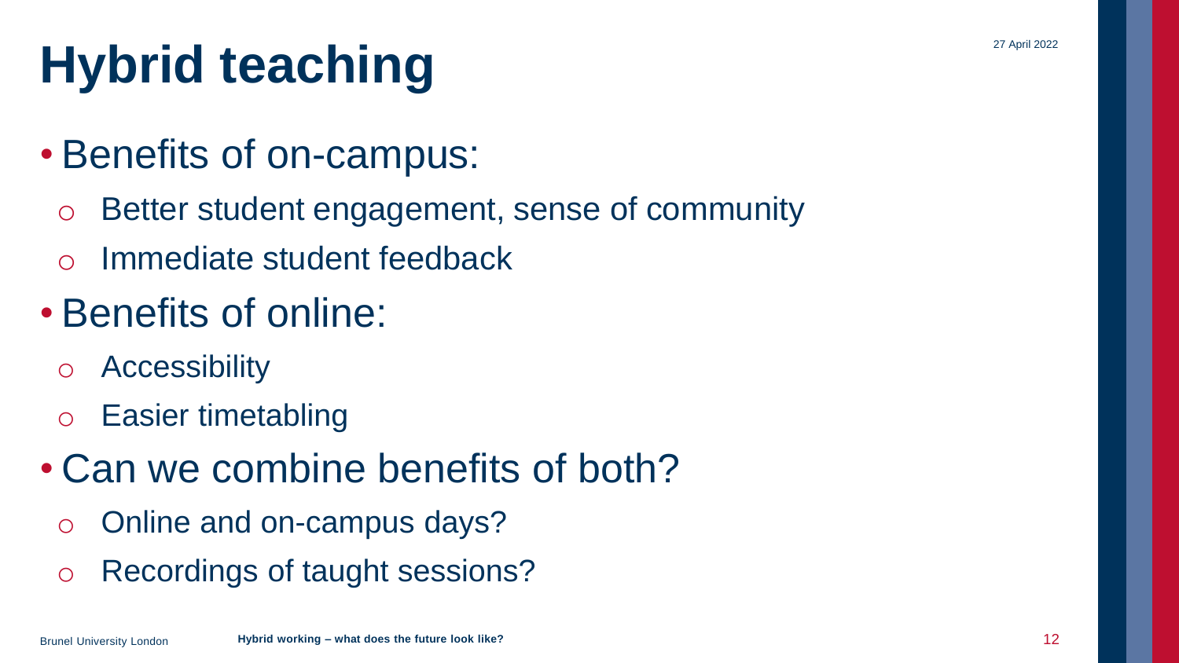# Hybrid teaching

- Benefits of on-campus:
  - Better student engagement, sense of community
  - Immediate student feedback
- Benefits of online:
  - Accessibility
  - Easier timetabling
- Can we combine benefits of both?
  - Online and on-campus days?
  - Recordings of taught sessions?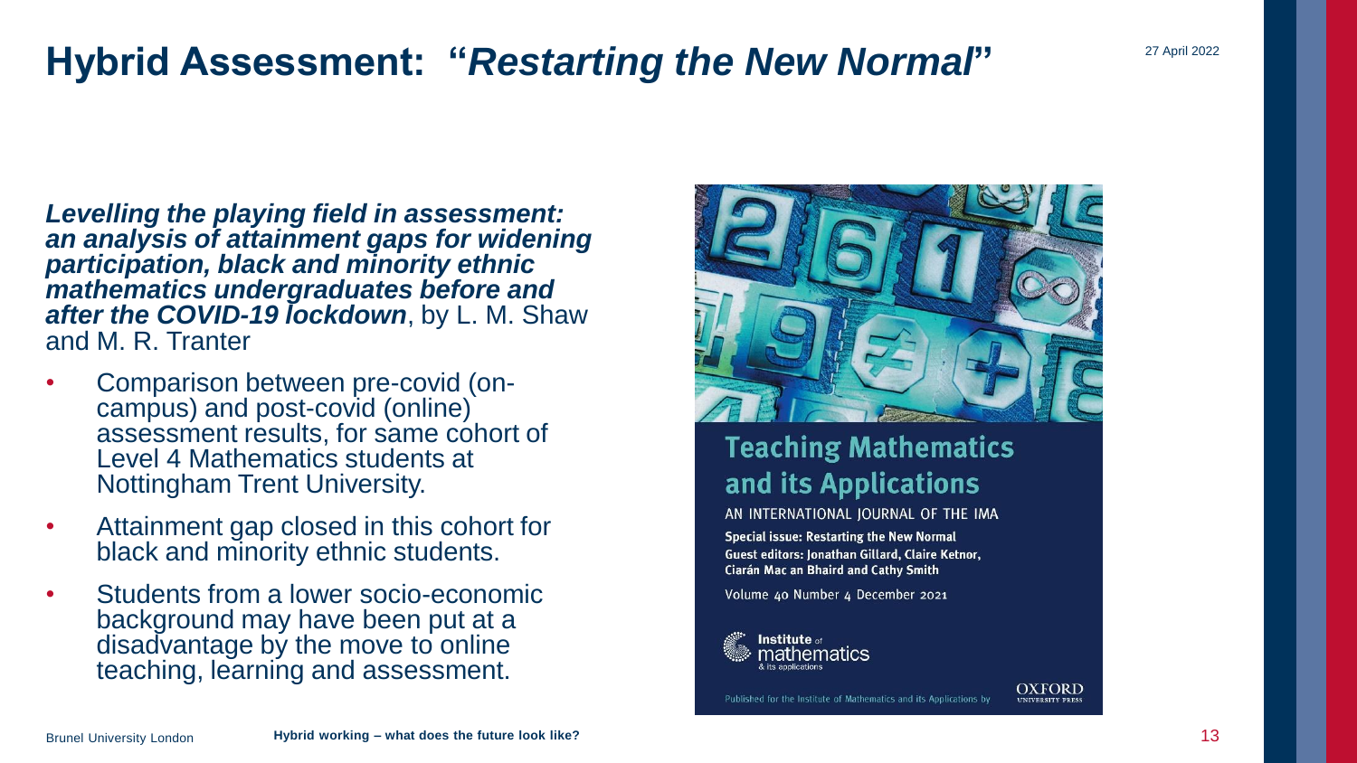# Hybrid Assessment: "*Restarting the New Normal*"

***Levelling the playing field in assessment: an analysis of attainment gaps for widening participation, black and minority ethnic mathematics undergraduates before and after the COVID-19 lockdown***, by L. M. Shaw and M. R. Tranter

- Comparison between pre-covid (on-campus) and post-covid (online) assessment results, for same cohort of Level 4 Mathematics students at Nottingham Trent University.
- Attainment gap closed in this cohort for black and minority ethnic students.
- Students from a lower socio-economic background may have been put at a disadvantage by the move to online teaching, learning and assessment.

**Teaching Mathematics and its Applications**

AN INTERNATIONAL JOURNAL OF THE IMA

**Special issue: Restarting the New Normal**

**Guest editors: Jonathan Gillard, Claire Ketnor, Ciarán Mac an Bhaird and Cathy Smith**

Volume 40 Number 4 December 2021

Institute of mathematics & its applications

Published for the Institute of Mathematics and its Applications by OXFORD UNIVERSITY PRESS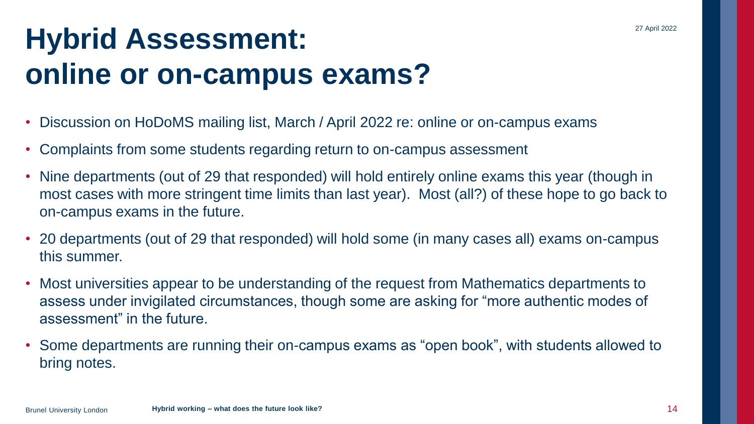# Hybrid Assessment: online or on-campus exams?

- Discussion on HoDoMS mailing list, March / April 2022 re: online or on-campus exams
- Complaints from some students regarding return to on-campus assessment
- Nine departments (out of 29 that responded) will hold entirely online exams this year (though in most cases with more stringent time limits than last year). Most (all?) of these hope to go back to on-campus exams in the future.
- 20 departments (out of 29 that responded) will hold some (in many cases all) exams on-campus this summer.
- Most universities appear to be understanding of the request from Mathematics departments to assess under invigilated circumstances, though some are asking for "more authentic modes of assessment" in the future.
- Some departments are running their on-campus exams as "open book", with students allowed to bring notes.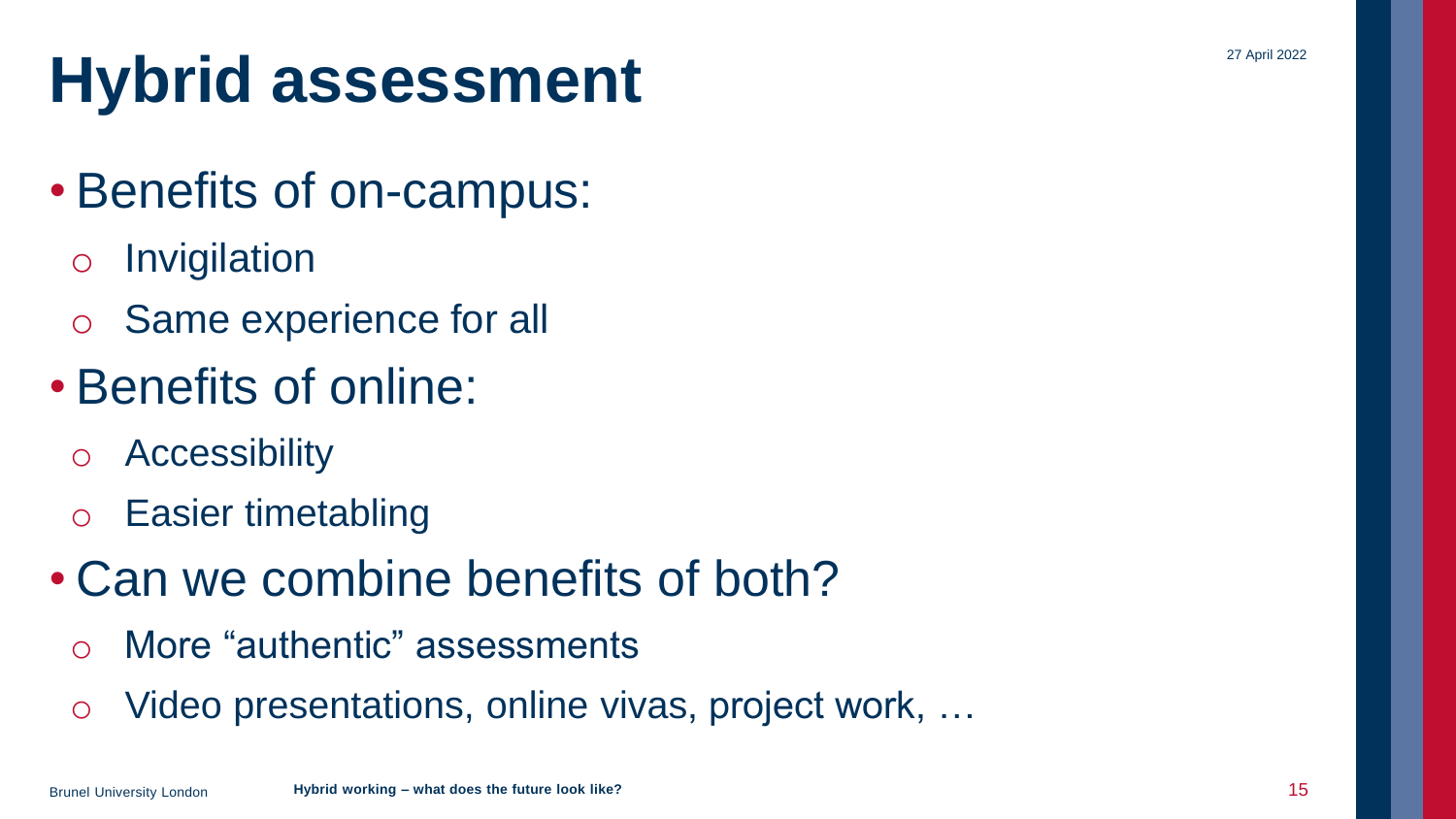# Hybrid assessment

- Benefits of on-campus:
  - Invigilation
  - Same experience for all
- Benefits of online:
  - Accessibility
  - Easier timetabling
- Can we combine benefits of both?
  - More "authentic" assessments
  - Video presentations, online vivas, project work, …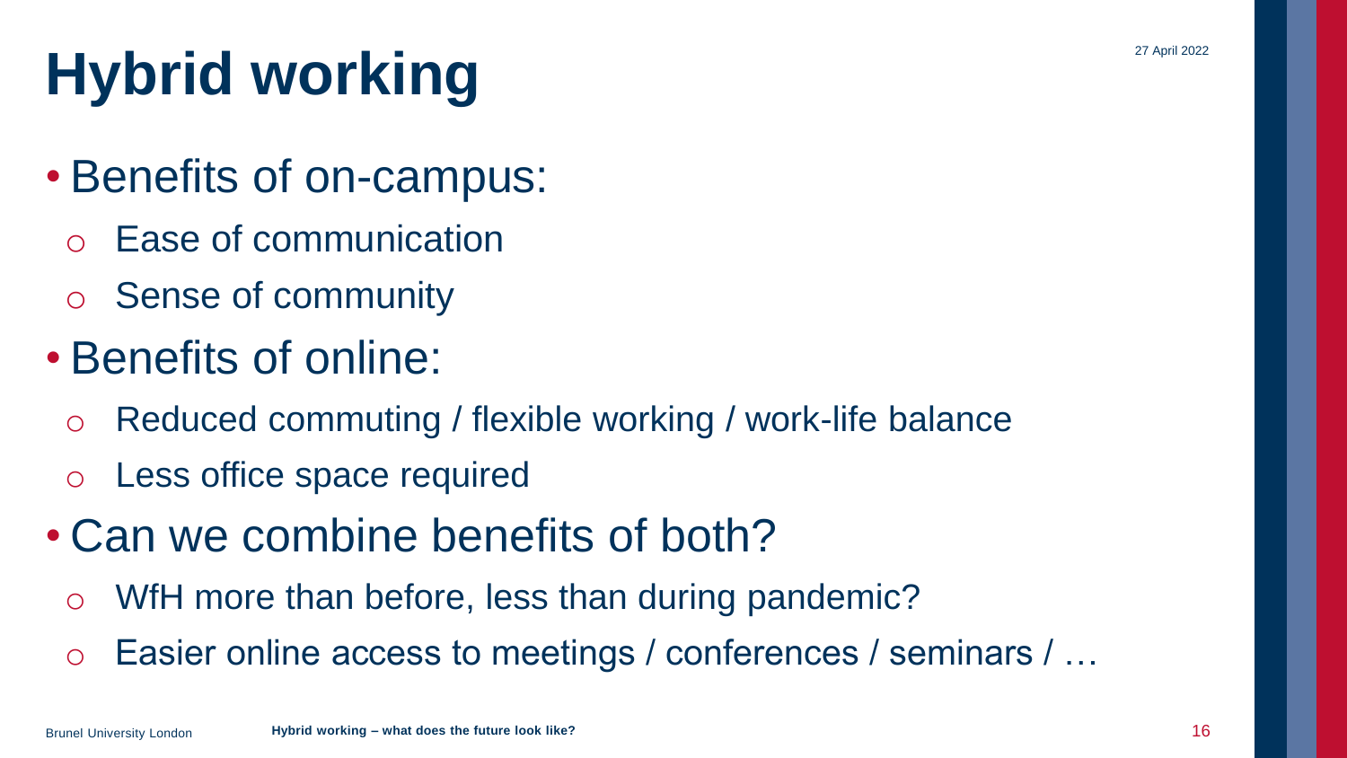# Hybrid working

- Benefits of on-campus:
  - Ease of communication
  - Sense of community
- Benefits of online:
  - Reduced commuting / flexible working / work-life balance
  - Less office space required
- Can we combine benefits of both?
  - WfH more than before, less than during pandemic?
  - Easier online access to meetings / conferences / seminars / …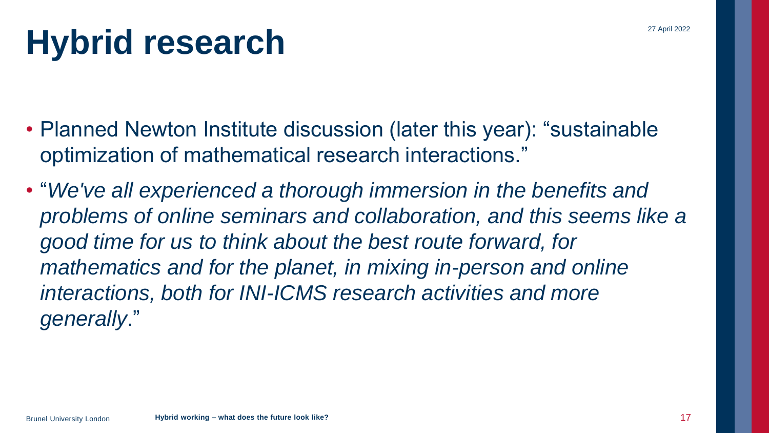# Hybrid research

- Planned Newton Institute discussion (later this year): "sustainable optimization of mathematical research interactions."
- "*We've all experienced a thorough immersion in the benefits and problems of online seminars and collaboration, and this seems like a good time for us to think about the best route forward, for mathematics and for the planet, in mixing in-person and online interactions, both for INI-ICMS research activities and more generally*."